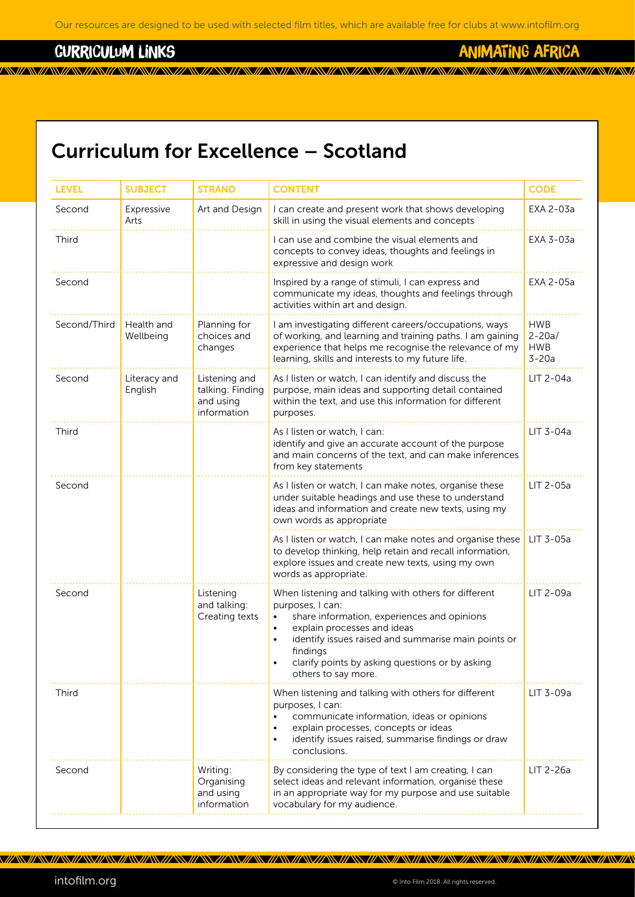# Curriculum for Excellence – Scotland

| LEVEL | SUBJECT | STRAND | CONTENT | CODE |
|---|---|---|---|---|
| Second | Expressive Arts | Art and Design | I can create and present work that shows developing skill in using the visual elements and concepts | EXA 2-03a |
| Third | | | I can use and combine the visual elements and concepts to convey ideas, thoughts and feelings in expressive and design work | EXA 3-03a |
| Second | | | Inspired by a range of stimuli, I can express and communicate my ideas, thoughts and feelings through activities within art and design. | EXA 2-05a |
| Second/Third | Health and Wellbeing | Planning for choices and changes | I am investigating different careers/occupations, ways of working, and learning and training paths. I am gaining experience that helps me recognise the relevance of my learning, skills and interests to my future life. | HWB 2-20a/ HWB 3-20a |
| Second | Literacy and English | Listening and talking: Finding and using information | As I listen or watch, I can identify and discuss the purpose, main ideas and supporting detail contained within the text, and use this information for different purposes. | LIT 2-04a |
| Third | | | As I listen or watch, I can: identify and give an accurate account of the purpose and main concerns of the text, and can make inferences from key statements | LIT 3-04a |
| Second | | | As I listen or watch, I can make notes, organise these under suitable headings and use these to understand ideas and information and create new texts, using my own words as appropriate | LIT 2-05a |
| | | | As I listen or watch, I can make notes and organise these to develop thinking, help retain and recall information, explore issues and create new texts, using my own words as appropriate. | LIT 3-05a |
| Second | | Listening and talking: Creating texts | When listening and talking with others for different purposes, I can: • share information, experiences and opinions • explain processes and ideas • identify issues raised and summarise main points or findings • clarify points by asking questions or by asking others to say more. | LIT 2-09a |
| Third | | | When listening and talking with others for different purposes, I can: • communicate information, ideas or opinions • explain processes, concepts or ideas • identify issues raised, summarise findings or draw conclusions. | LIT 3-09a |
| Second | | Writing: Organising and using information | By considering the type of text I am creating, I can select ideas and relevant information, organise these in an appropriate way for my purpose and use suitable vocabulary for my audience. | LIT 2-26a |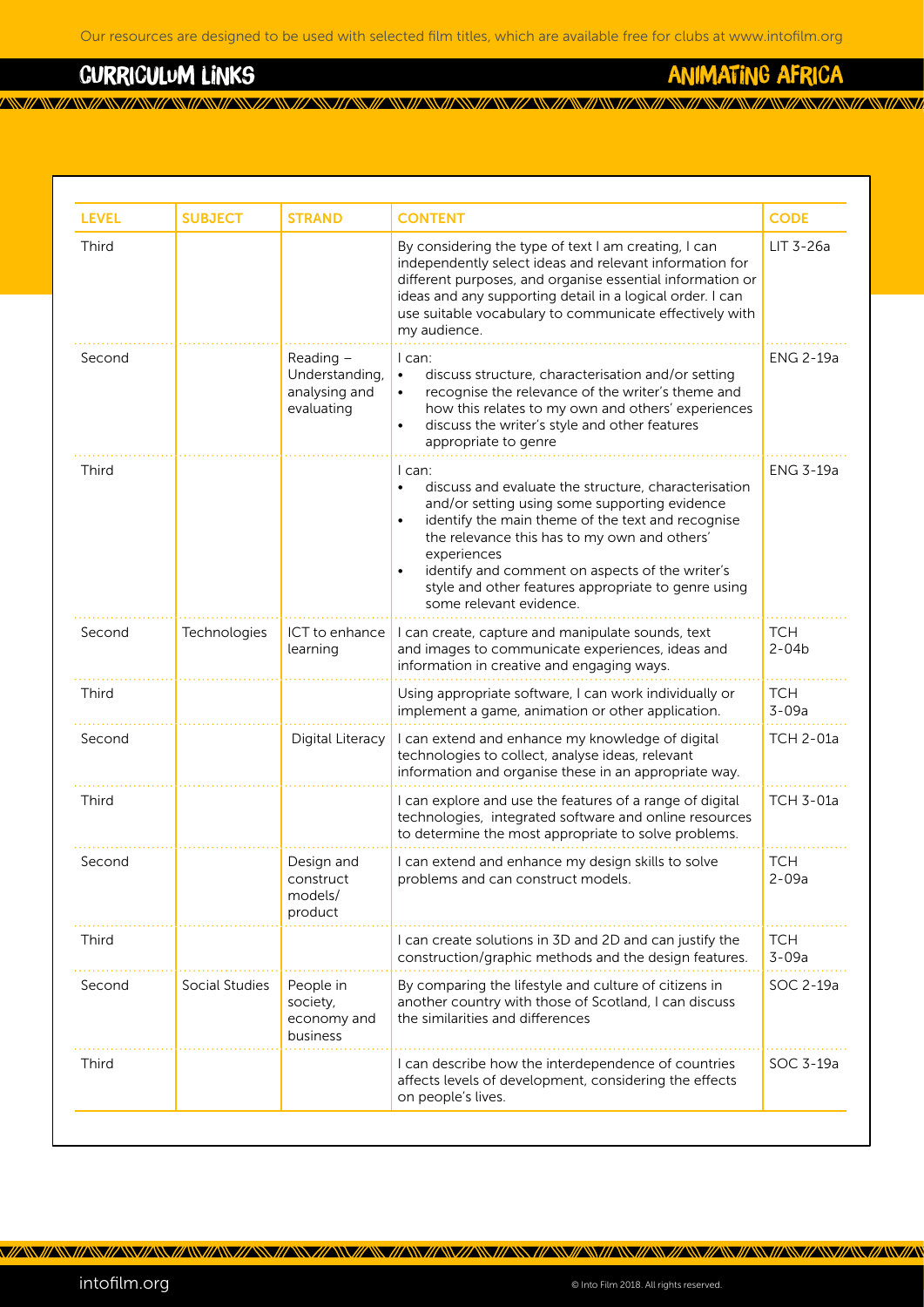| LEVEL | SUBJECT | STRAND | CONTENT | CODE |
|---|---|---|---|---|
| Third | | | By considering the type of text I am creating, I can independently select ideas and relevant information for different purposes, and organise essential information or ideas and any supporting detail in a logical order. I can use suitable vocabulary to communicate effectively with my audience. | LIT 3-26a |
| Second | | Reading – Understanding, analysing and evaluating | I can: • discuss structure, characterisation and/or setting • recognise the relevance of the writer's theme and how this relates to my own and others' experiences • discuss the writer's style and other features appropriate to genre | ENG 2-19a |
| Third | | | I can: • discuss and evaluate the structure, characterisation and/or setting using some supporting evidence • identify the main theme of the text and recognise the relevance this has to my own and others' experiences • identify and comment on aspects of the writer's style and other features appropriate to genre using some relevant evidence. | ENG 3-19a |
| Second | Technologies | ICT to enhance learning | I can create, capture and manipulate sounds, text and images to communicate experiences, ideas and information in creative and engaging ways. | TCH 2-04b |
| Third | | | Using appropriate software, I can work individually or implement a game, animation or other application. | TCH 3-09a |
| Second | | Digital Literacy | I can extend and enhance my knowledge of digital technologies to collect, analyse ideas, relevant information and organise these in an appropriate way. | TCH 2-01a |
| Third | | | I can explore and use the features of a range of digital technologies, integrated software and online resources to determine the most appropriate to solve problems. | TCH 3-01a |
| Second | | Design and construct models/ product | I can extend and enhance my design skills to solve problems and can construct models. | TCH 2-09a |
| Third | | | I can create solutions in 3D and 2D and can justify the construction/graphic methods and the design features. | TCH 3-09a |
| Second | Social Studies | People in society, economy and business | By comparing the lifestyle and culture of citizens in another country with those of Scotland, I can discuss the similarities and differences | SOC 2-19a |
| Third | | | I can describe how the interdependence of countries affects levels of development, considering the effects on people's lives. | SOC 3-19a |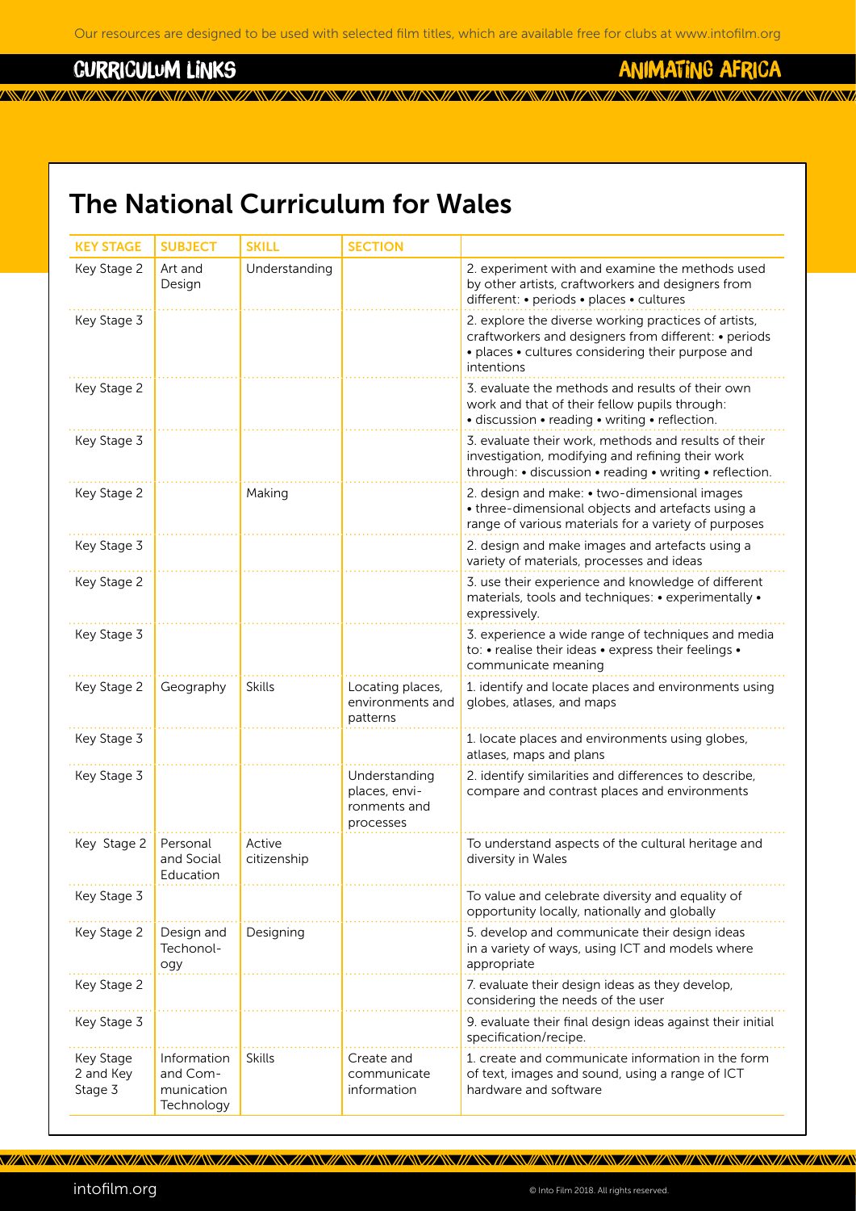# The National Curriculum for Wales

| KEY STAGE | SUBJECT | SKILL | SECTION | |
|---|---|---|---|---|
| Key Stage 2 | Art and Design | Understanding | | 2. experiment with and examine the methods used by other artists, craftworkers and designers from different: • periods • places • cultures |
| Key Stage 3 | | | | 2. explore the diverse working practices of artists, craftworkers and designers from different: • periods • places • cultures considering their purpose and intentions |
| Key Stage 2 | | | | 3. evaluate the methods and results of their own work and that of their fellow pupils through: • discussion • reading • writing • reflection. |
| Key Stage 3 | | | | 3. evaluate their work, methods and results of their investigation, modifying and refining their work through: • discussion • reading • writing • reflection. |
| Key Stage 2 | | Making | | 2. design and make: • two-dimensional images • three-dimensional objects and artefacts using a range of various materials for a variety of purposes |
| Key Stage 3 | | | | 2. design and make images and artefacts using a variety of materials, processes and ideas |
| Key Stage 2 | | | | 3. use their experience and knowledge of different materials, tools and techniques: • experimentally • expressively. |
| Key Stage 3 | | | | 3. experience a wide range of techniques and media to: • realise their ideas • express their feelings • communicate meaning |
| Key Stage 2 | Geography | Skills | Locating places, environments and patterns | 1. identify and locate places and environments using globes, atlases, and maps |
| Key Stage 3 | | | | 1. locate places and environments using globes, atlases, maps and plans |
| Key Stage 3 | | | Understanding places, environments and processes | 2. identify similarities and differences to describe, compare and contrast places and environments |
| Key Stage 2 | Personal and Social Education | Active citizenship | | To understand aspects of the cultural heritage and diversity in Wales |
| Key Stage 3 | | | | To value and celebrate diversity and equality of opportunity locally, nationally and globally |
| Key Stage 2 | Design and Techonology | Designing | | 5. develop and communicate their design ideas in a variety of ways, using ICT and models where appropriate |
| Key Stage 2 | | | | 7. evaluate their design ideas as they develop, considering the needs of the user |
| Key Stage 3 | | | | 9. evaluate their final design ideas against their initial specification/recipe. |
| Key Stage 2 and Key Stage 3 | Information and Communication Technology | Skills | Create and communicate information | 1. create and communicate information in the form of text, images and sound, using a range of ICT hardware and software |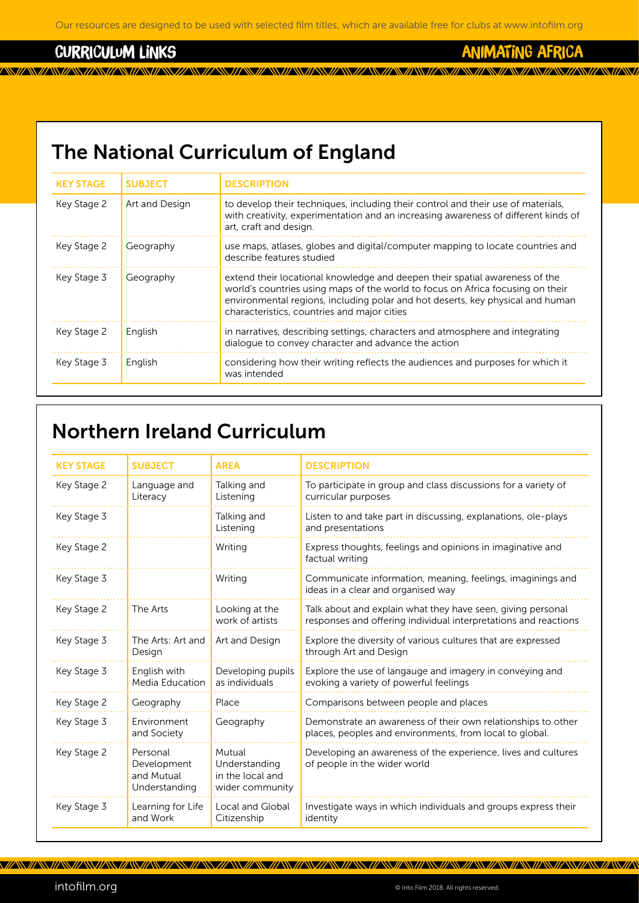## The National Curriculum of England

| KEY STAGE | SUBJECT | DESCRIPTION |
| --- | --- | --- |
| Key Stage 2 | Art and Design | to develop their techniques, including their control and their use of materials, with creativity, experimentation and an increasing awareness of different kinds of art, craft and design. |
| Key Stage 2 | Geography | use maps, atlases, globes and digital/computer mapping to locate countries and describe features studied |
| Key Stage 3 | Geography | extend their locational knowledge and deepen their spatial awareness of the world's countries using maps of the world to focus on Africa focusing on their environmental regions, including polar and hot deserts, key physical and human characteristics, countries and major cities |
| Key Stage 2 | English | in narratives, describing settings, characters and atmosphere and integrating dialogue to convey character and advance the action |
| Key Stage 3 | English | considering how their writing reflects the audiences and purposes for which it was intended |

## Northern Ireland Curriculum

| KEY STAGE | SUBJECT | AREA | DESCRIPTION |
| --- | --- | --- | --- |
| Key Stage 2 | Language and Literacy | Talking and Listening | To participate in group and class discussions for a variety of curricular purposes |
| Key Stage 3 | | Talking and Listening | Listen to and take part in discussing, explanations, ole-plays and presentations |
| Key Stage 2 | | Writing | Express thoughts, feelings and opinions in imaginative and factual writing |
| Key Stage 3 | | Writing | Communicate information, meaning, feelings, imaginings and ideas in a clear and organised way |
| Key Stage 2 | The Arts | Looking at the work of artists | Talk about and explain what they have seen, giving personal responses and offering individual interpretations and reactions |
| Key Stage 3 | The Arts: Art and Design | Art and Design | Explore the diversity of various cultures that are expressed through Art and Design |
| Key Stage 3 | English with Media Education | Developing pupils as individuals | Explore the use of langauge and imagery in conveying and evoking a variety of powerful feelings |
| Key Stage 2 | Geography | Place | Comparisons between people and places |
| Key Stage 3 | Environment and Society | Geography | Demonstrate an awareness of their own relationships to other places, peoples and environments, from local to global. |
| Key Stage 2 | Personal Development and Mutual Understanding | Mutual Understanding in the local and wider community | Developing an awareness of the experience, lives and cultures of people in the wider world |
| Key Stage 3 | Learning for Life and Work | Local and Global Citizenship | Investigate ways in which individuals and groups express their identity |